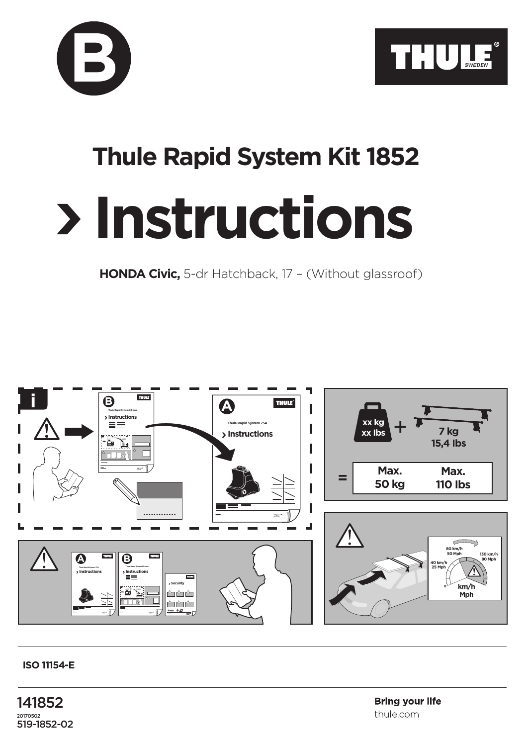B

THULE SWEDEN

# Thule Rapid System Kit 1852

# › Instructions

**HONDA Civic,** 5-dr Hatchback, 17 – (Without glassroof)

xx kg
xx lbs
+
7 kg
15,4 lbs

=

| Max. 50 kg | Max. 110 lbs |
| --- | --- |

80 km/h
50 Mph

40 km/h
25 Mph

130 km/h
80 Mph

km/h
Mph

**ISO 11154-E**

141852
20170502
519-1852-02

**Bring your life**
thule.com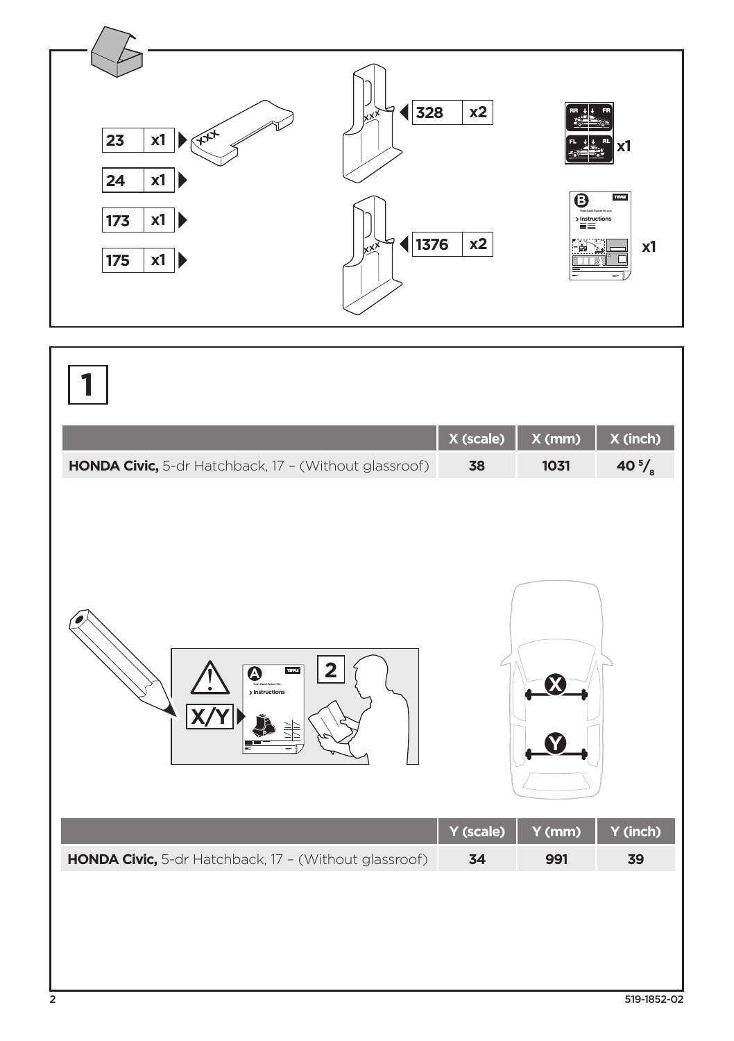| | |
|---|---|
| 23 | x1 |
| 24 | x1 |
| 173 | x1 |
| 175 | x1 |

| | |
|---|---|
| 328 | x2 |
| 1376 | x2 |

RR FR FL RL x1

B Instructions x1

# 1

| | X (scale) | X (mm) | X (inch) |
|---|---|---|---|
| **HONDA Civic,** 5-dr Hatchback, 17 – (Without glassroof) | 38 | 1031 | 40 5/8 |

X/Y

A Instructions

2

| | Y (scale) | Y (mm) | Y (inch) |
|---|---|---|---|
| **HONDA Civic,** 5-dr Hatchback, 17 – (Without glassroof) | 34 | 991 | 39 |

519-1852-02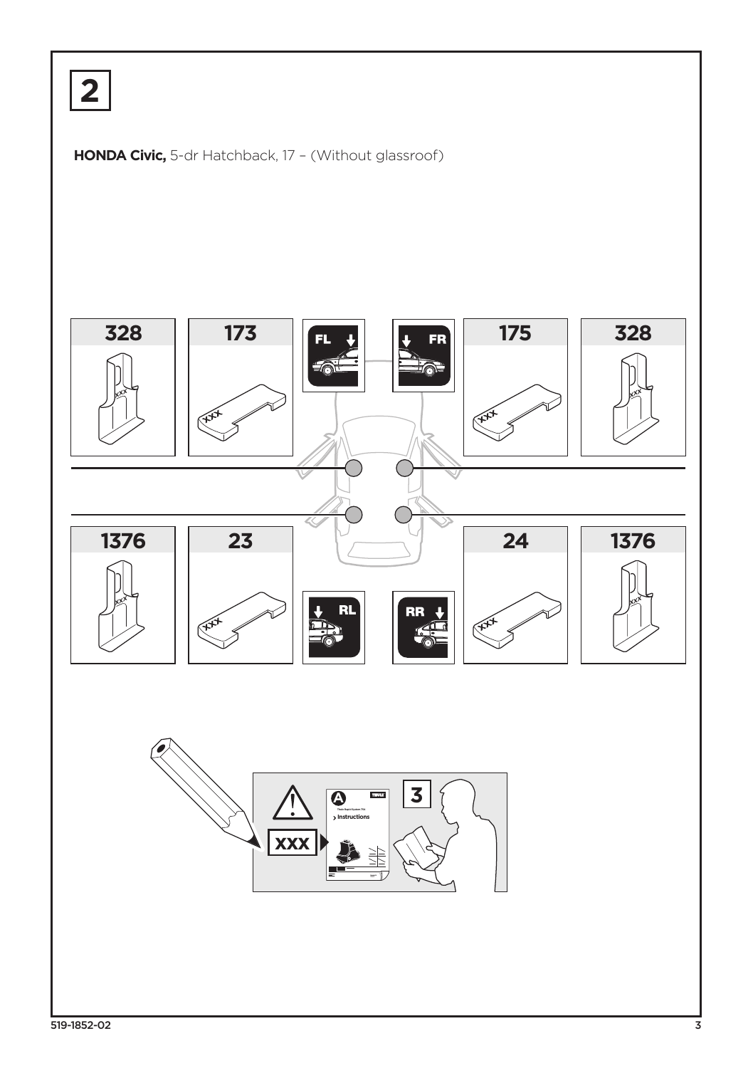# 2

**HONDA Civic,** 5-dr Hatchback, 17 – (Without glassroof)

| 328 | 173 | FL | FR | 175 | 328 |
|---|---|---|---|---|---|
| 1376 | 23 | RL | RR | 24 | 1376 |

XXX

3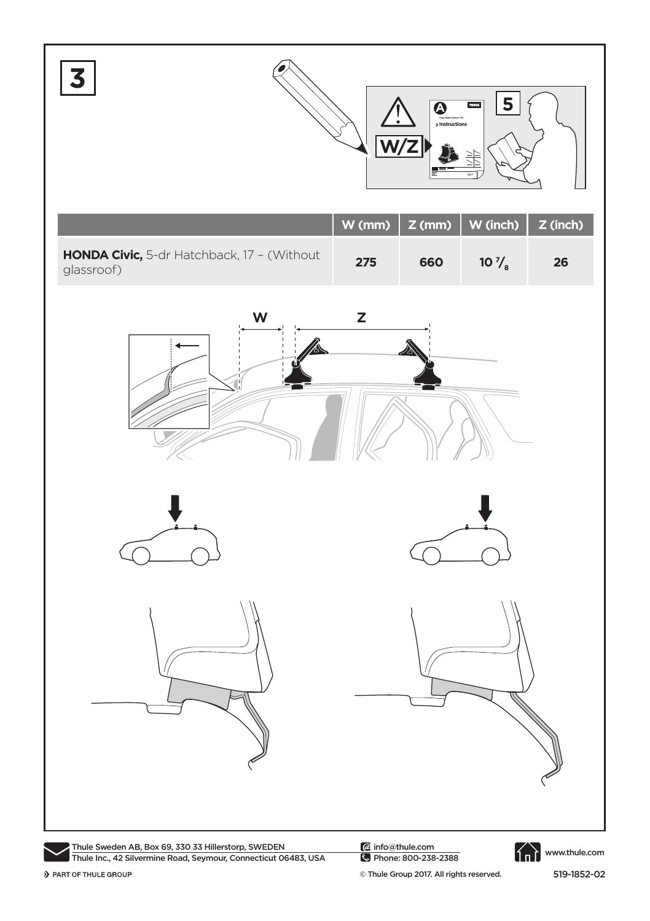# 3

W/Z

5

| | W (mm) | Z (mm) | W (inch) | Z (inch) |
|---|---|---|---|---|
| **HONDA Civic,** 5-dr Hatchback, 17 – (Without glassroof) | 275 | 660 | 10 $^{7}/_{8}$ | 26 |

W

Z

Thule Sweden AB, Box 69, 330 33 Hillerstorp, SWEDEN
Thule Inc., 42 Silvermine Road, Seymour, Connecticut 06483, USA

info@thule.com
Phone: 800-238-2388

www.thule.com

PART OF THULE GROUP

© Thule Group 2017. All rights reserved.

519-1852-02